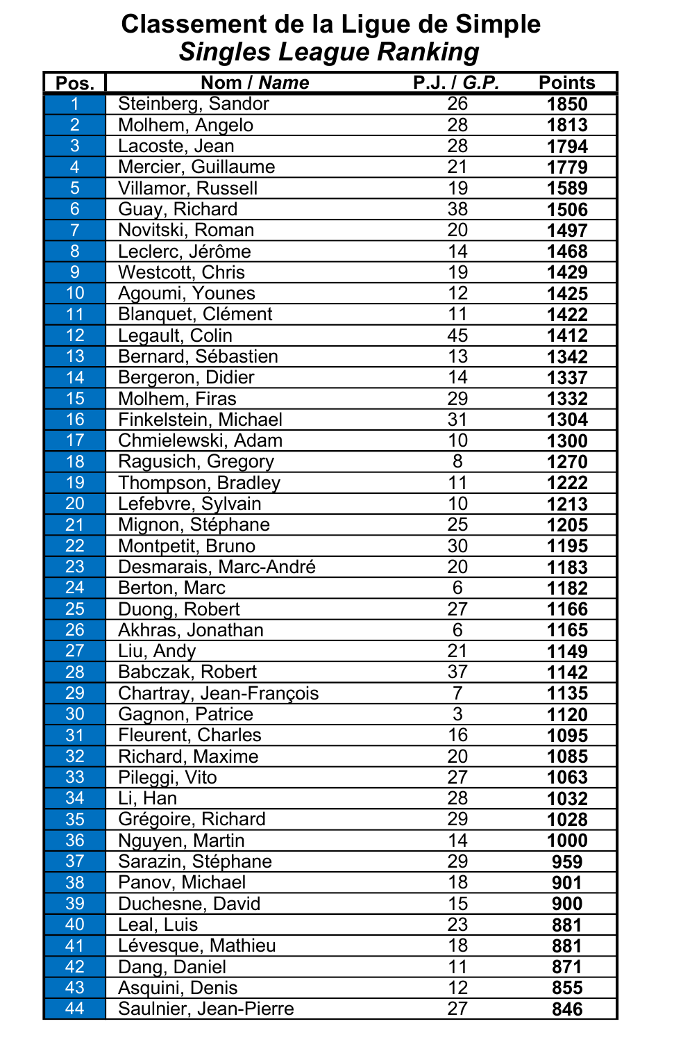# Classement de la Ligue de Simple
## *Singles League Ranking*

| Pos. | Nom / *Name* | P.J. / *G.P.* | Points |
|---|---|---|---|
| 1 | Steinberg, Sandor | 26 | **1850** |
| 2 | Molhem, Angelo | 28 | **1813** |
| 3 | Lacoste, Jean | 28 | **1794** |
| 4 | Mercier, Guillaume | 21 | **1779** |
| 5 | Villamor, Russell | 19 | **1589** |
| 6 | Guay, Richard | 38 | **1506** |
| 7 | Novitski, Roman | 20 | **1497** |
| 8 | Leclerc, Jérôme | 14 | **1468** |
| 9 | Westcott, Chris | 19 | **1429** |
| 10 | Agoumi, Younes | 12 | **1425** |
| 11 | Blanquet, Clément | 11 | **1422** |
| 12 | Legault, Colin | 45 | **1412** |
| 13 | Bernard, Sébastien | 13 | **1342** |
| 14 | Bergeron, Didier | 14 | **1337** |
| 15 | Molhem, Firas | 29 | **1332** |
| 16 | Finkelstein, Michael | 31 | **1304** |
| 17 | Chmielewski, Adam | 10 | **1300** |
| 18 | Ragusich, Gregory | 8 | **1270** |
| 19 | Thompson, Bradley | 11 | **1222** |
| 20 | Lefebvre, Sylvain | 10 | **1213** |
| 21 | Mignon, Stéphane | 25 | **1205** |
| 22 | Montpetit, Bruno | 30 | **1195** |
| 23 | Desmarais, Marc-André | 20 | **1183** |
| 24 | Berton, Marc | 6 | **1182** |
| 25 | Duong, Robert | 27 | **1166** |
| 26 | Akhras, Jonathan | 6 | **1165** |
| 27 | Liu, Andy | 21 | **1149** |
| 28 | Babczak, Robert | 37 | **1142** |
| 29 | Chartray, Jean-François | 7 | **1135** |
| 30 | Gagnon, Patrice | 3 | **1120** |
| 31 | Fleurent, Charles | 16 | **1095** |
| 32 | Richard, Maxime | 20 | **1085** |
| 33 | Pileggi, Vito | 27 | **1063** |
| 34 | Li, Han | 28 | **1032** |
| 35 | Grégoire, Richard | 29 | **1028** |
| 36 | Nguyen, Martin | 14 | **1000** |
| 37 | Sarazin, Stéphane | 29 | **959** |
| 38 | Panov, Michael | 18 | **901** |
| 39 | Duchesne, David | 15 | **900** |
| 40 | Leal, Luis | 23 | **881** |
| 41 | Lévesque, Mathieu | 18 | **881** |
| 42 | Dang, Daniel | 11 | **871** |
| 43 | Asquini, Denis | 12 | **855** |
| 44 | Saulnier, Jean-Pierre | 27 | **846** |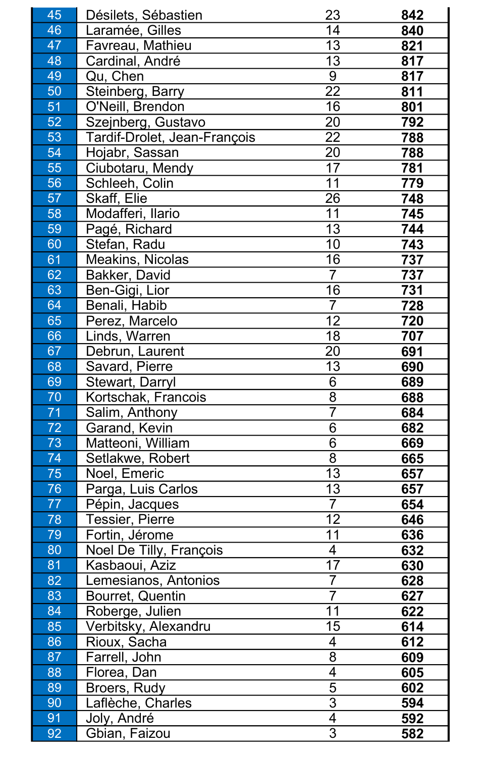| | | | |
|---|---|---|---|
| 45 | Désilets, Sébastien | 23 | **842** |
| 46 | Laramée, Gilles | 14 | **840** |
| 47 | Favreau, Mathieu | 13 | **821** |
| 48 | Cardinal, André | 13 | **817** |
| 49 | Qu, Chen | 9 | **817** |
| 50 | Steinberg, Barry | 22 | **811** |
| 51 | O'Neill, Brendon | 16 | **801** |
| 52 | Szejnberg, Gustavo | 20 | **792** |
| 53 | Tardif-Drolet, Jean-François | 22 | **788** |
| 54 | Hojabr, Sassan | 20 | **788** |
| 55 | Ciubotaru, Mendy | 17 | **781** |
| 56 | Schleeh, Colin | 11 | **779** |
| 57 | Skaff, Elie | 26 | **748** |
| 58 | Modafferi, Ilario | 11 | **745** |
| 59 | Pagé, Richard | 13 | **744** |
| 60 | Stefan, Radu | 10 | **743** |
| 61 | Meakins, Nicolas | 16 | **737** |
| 62 | Bakker, David | 7 | **737** |
| 63 | Ben-Gigi, Lior | 16 | **731** |
| 64 | Benali, Habib | 7 | **728** |
| 65 | Perez, Marcelo | 12 | **720** |
| 66 | Linds, Warren | 18 | **707** |
| 67 | Debrun, Laurent | 20 | **691** |
| 68 | Savard, Pierre | 13 | **690** |
| 69 | Stewart, Darryl | 6 | **689** |
| 70 | Kortschak, Francois | 8 | **688** |
| 71 | Salim, Anthony | 7 | **684** |
| 72 | Garand, Kevin | 6 | **682** |
| 73 | Matteoni, William | 6 | **669** |
| 74 | Setlakwe, Robert | 8 | **665** |
| 75 | Noel, Emeric | 13 | **657** |
| 76 | Parga, Luis Carlos | 13 | **657** |
| 77 | Pépin, Jacques | 7 | **654** |
| 78 | Tessier, Pierre | 12 | **646** |
| 79 | Fortin, Jérome | 11 | **636** |
| 80 | Noel De Tilly, François | 4 | **632** |
| 81 | Kasbaoui, Aziz | 17 | **630** |
| 82 | Lemesianos, Antonios | 7 | **628** |
| 83 | Bourret, Quentin | 7 | **627** |
| 84 | Roberge, Julien | 11 | **622** |
| 85 | Verbitsky, Alexandru | 15 | **614** |
| 86 | Rioux, Sacha | 4 | **612** |
| 87 | Farrell, John | 8 | **609** |
| 88 | Florea, Dan | 4 | **605** |
| 89 | Broers, Rudy | 5 | **602** |
| 90 | Laflèche, Charles | 3 | **594** |
| 91 | Joly, André | 4 | **592** |
| 92 | Gbian, Faizou | 3 | **582** |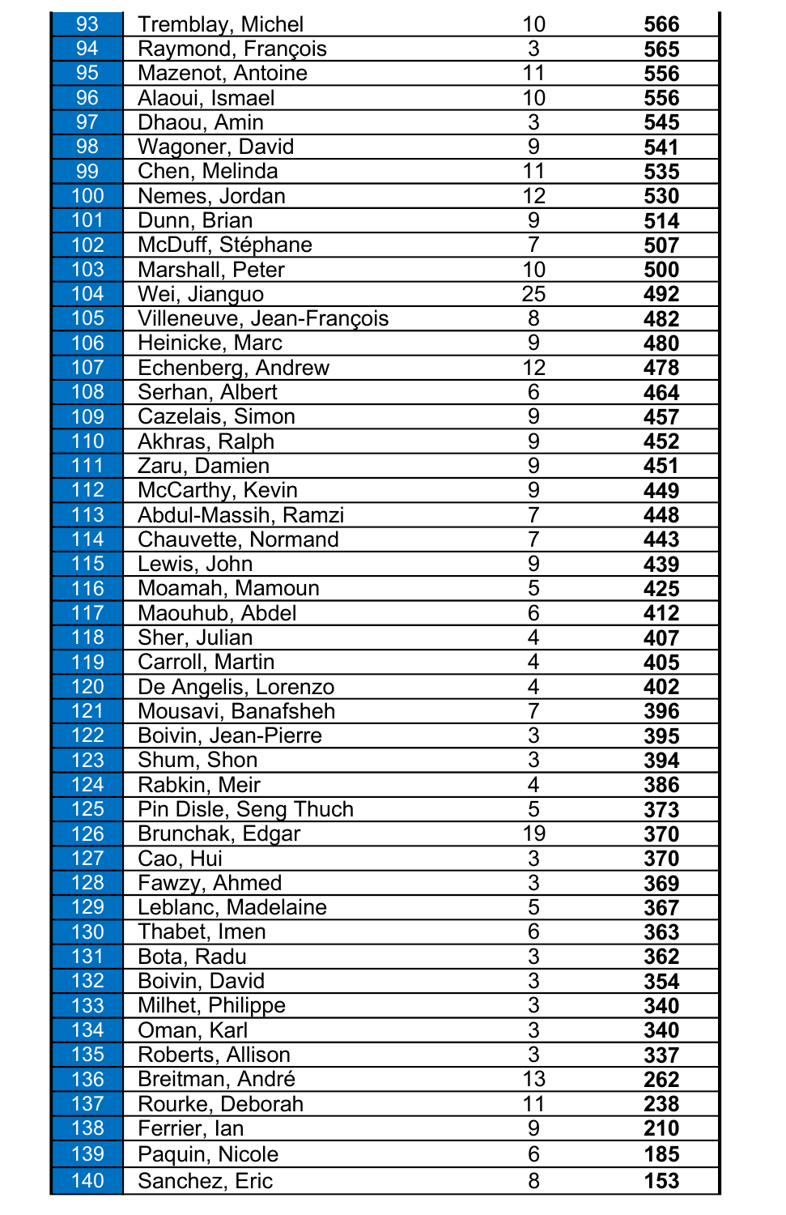| | | | |
|---|---|---|---|
| 93 | Tremblay, Michel | 10 | **566** |
| 94 | Raymond, François | 3 | **565** |
| 95 | Mazenot, Antoine | 11 | **556** |
| 96 | Alaoui, Ismael | 10 | **556** |
| 97 | Dhaou, Amin | 3 | **545** |
| 98 | Wagoner, David | 9 | **541** |
| 99 | Chen, Melinda | 11 | **535** |
| 100 | Nemes, Jordan | 12 | **530** |
| 101 | Dunn, Brian | 9 | **514** |
| 102 | McDuff, Stéphane | 7 | **507** |
| 103 | Marshall, Peter | 10 | **500** |
| 104 | Wei, Jianguo | 25 | **492** |
| 105 | Villeneuve, Jean-François | 8 | **482** |
| 106 | Heinicke, Marc | 9 | **480** |
| 107 | Echenberg, Andrew | 12 | **478** |
| 108 | Serhan, Albert | 6 | **464** |
| 109 | Cazelais, Simon | 9 | **457** |
| 110 | Akhras, Ralph | 9 | **452** |
| 111 | Zaru, Damien | 9 | **451** |
| 112 | McCarthy, Kevin | 9 | **449** |
| 113 | Abdul-Massih, Ramzi | 7 | **448** |
| 114 | Chauvette, Normand | 7 | **443** |
| 115 | Lewis, John | 9 | **439** |
| 116 | Moamah, Mamoun | 5 | **425** |
| 117 | Maouhub, Abdel | 6 | **412** |
| 118 | Sher, Julian | 4 | **407** |
| 119 | Carroll, Martin | 4 | **405** |
| 120 | De Angelis, Lorenzo | 4 | **402** |
| 121 | Mousavi, Banafsheh | 7 | **396** |
| 122 | Boivin, Jean-Pierre | 3 | **395** |
| 123 | Shum, Shon | 3 | **394** |
| 124 | Rabkin, Meir | 4 | **386** |
| 125 | Pin Disle, Seng Thuch | 5 | **373** |
| 126 | Brunchak, Edgar | 19 | **370** |
| 127 | Cao, Hui | 3 | **370** |
| 128 | Fawzy, Ahmed | 3 | **369** |
| 129 | Leblanc, Madelaine | 5 | **367** |
| 130 | Thabet, Imen | 6 | **363** |
| 131 | Bota, Radu | 3 | **362** |
| 132 | Boivin, David | 3 | **354** |
| 133 | Milhet, Philippe | 3 | **340** |
| 134 | Oman, Karl | 3 | **340** |
| 135 | Roberts, Allison | 3 | **337** |
| 136 | Breitman, André | 13 | **262** |
| 137 | Rourke, Deborah | 11 | **238** |
| 138 | Ferrier, Ian | 9 | **210** |
| 139 | Paquin, Nicole | 6 | **185** |
| 140 | Sanchez, Eric | 8 | **153** |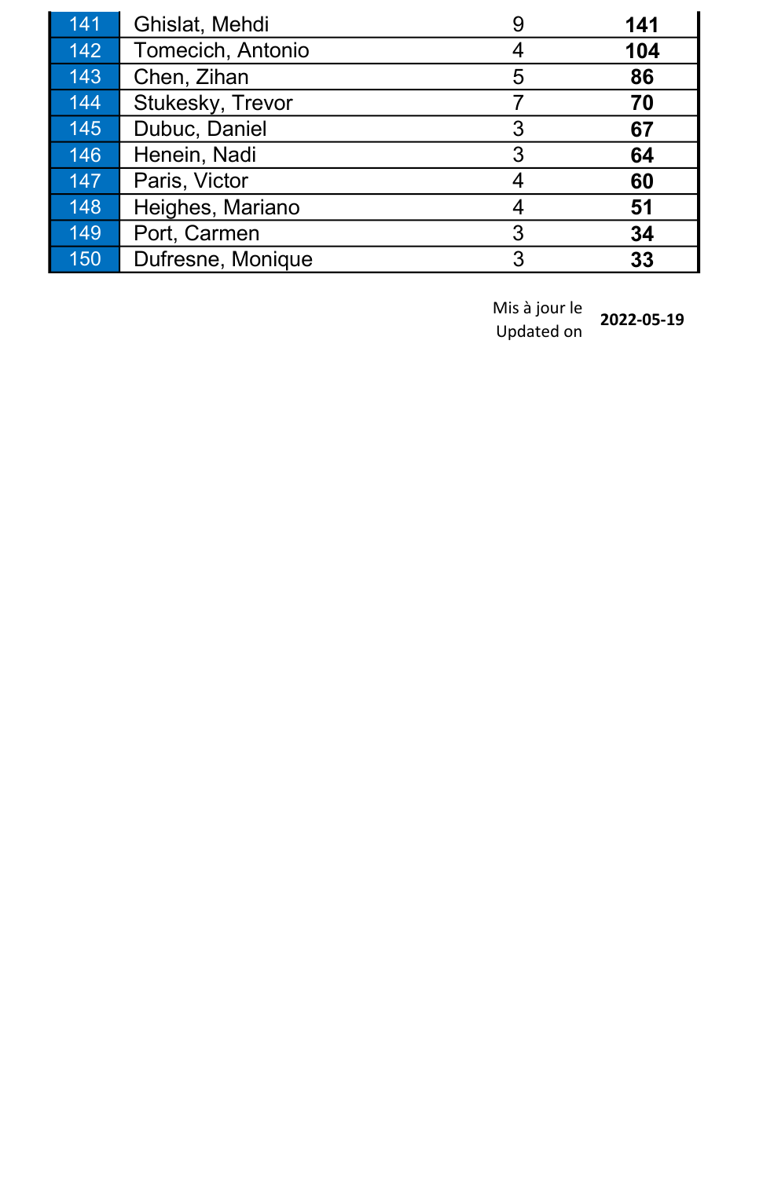| | | | |
|---|---|---|---|
| 141 | Ghislat, Mehdi | 9 | **141** |
| 142 | Tomecich, Antonio | 4 | **104** |
| 143 | Chen, Zihan | 5 | **86** |
| 144 | Stukesky, Trevor | 7 | **70** |
| 145 | Dubuc, Daniel | 3 | **67** |
| 146 | Henein, Nadi | 3 | **64** |
| 147 | Paris, Victor | 4 | **60** |
| 148 | Heighes, Mariano | 4 | **51** |
| 149 | Port, Carmen | 3 | **34** |
| 150 | Dufresne, Monique | 3 | **33** |

Mis à jour le
Updated on **2022-05-19**